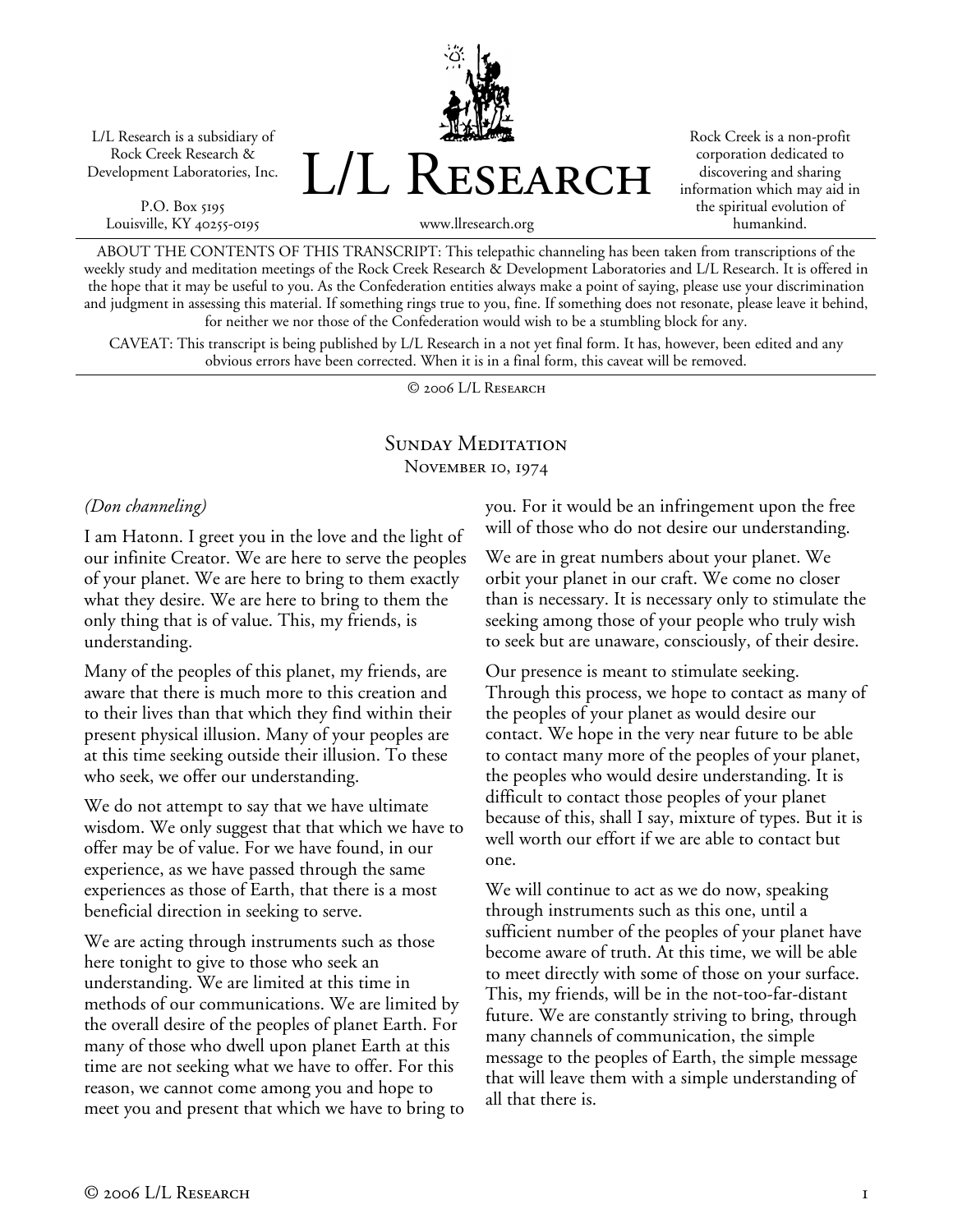L/L Research is a subsidiary of Rock Creek Research & Development Laboratories, Inc.

P.O. Box 5195
Louisville, KY 40255-0195

# L/L Research

www.llresearch.org

Rock Creek is a non-profit corporation dedicated to discovering and sharing information which may aid in the spiritual evolution of humankind.

ABOUT THE CONTENTS OF THIS TRANSCRIPT: This telepathic channeling has been taken from transcriptions of the weekly study and meditation meetings of the Rock Creek Research & Development Laboratories and L/L Research. It is offered in the hope that it may be useful to you. As the Confederation entities always make a point of saying, please use your discrimination and judgment in assessing this material. If something rings true to you, fine. If something does not resonate, please leave it behind, for neither we nor those of the Confederation would wish to be a stumbling block for any.

CAVEAT: This transcript is being published by L/L Research in a not yet final form. It has, however, been edited and any obvious errors have been corrected. When it is in a final form, this caveat will be removed.

© 2006 L/L Research

## Sunday Meditation
November 10, 1974

*(Don channeling)*

I am Hatonn. I greet you in the love and the light of our infinite Creator. We are here to serve the peoples of your planet. We are here to bring to them exactly what they desire. We are here to bring to them the only thing that is of value. This, my friends, is understanding.

Many of the peoples of this planet, my friends, are aware that there is much more to this creation and to their lives than that which they find within their present physical illusion. Many of your peoples are at this time seeking outside their illusion. To these who seek, we offer our understanding.

We do not attempt to say that we have ultimate wisdom. We only suggest that that which we have to offer may be of value. For we have found, in our experience, as we have passed through the same experiences as those of Earth, that there is a most beneficial direction in seeking to serve.

We are acting through instruments such as those here tonight to give to those who seek an understanding. We are limited at this time in methods of our communications. We are limited by the overall desire of the peoples of planet Earth. For many of those who dwell upon planet Earth at this time are not seeking what we have to offer. For this reason, we cannot come among you and hope to meet you and present that which we have to bring to you. For it would be an infringement upon the free will of those who do not desire our understanding.

We are in great numbers about your planet. We orbit your planet in our craft. We come no closer than is necessary. It is necessary only to stimulate the seeking among those of your people who truly wish to seek but are unaware, consciously, of their desire.

Our presence is meant to stimulate seeking. Through this process, we hope to contact as many of the peoples of your planet as would desire our contact. We hope in the very near future to be able to contact many more of the peoples of your planet, the peoples who would desire understanding. It is difficult to contact those peoples of your planet because of this, shall I say, mixture of types. But it is well worth our effort if we are able to contact but one.

We will continue to act as we do now, speaking through instruments such as this one, until a sufficient number of the peoples of your planet have become aware of truth. At this time, we will be able to meet directly with some of those on your surface. This, my friends, will be in the not-too-far-distant future. We are constantly striving to bring, through many channels of communication, the simple message to the peoples of Earth, the simple message that will leave them with a simple understanding of all that there is.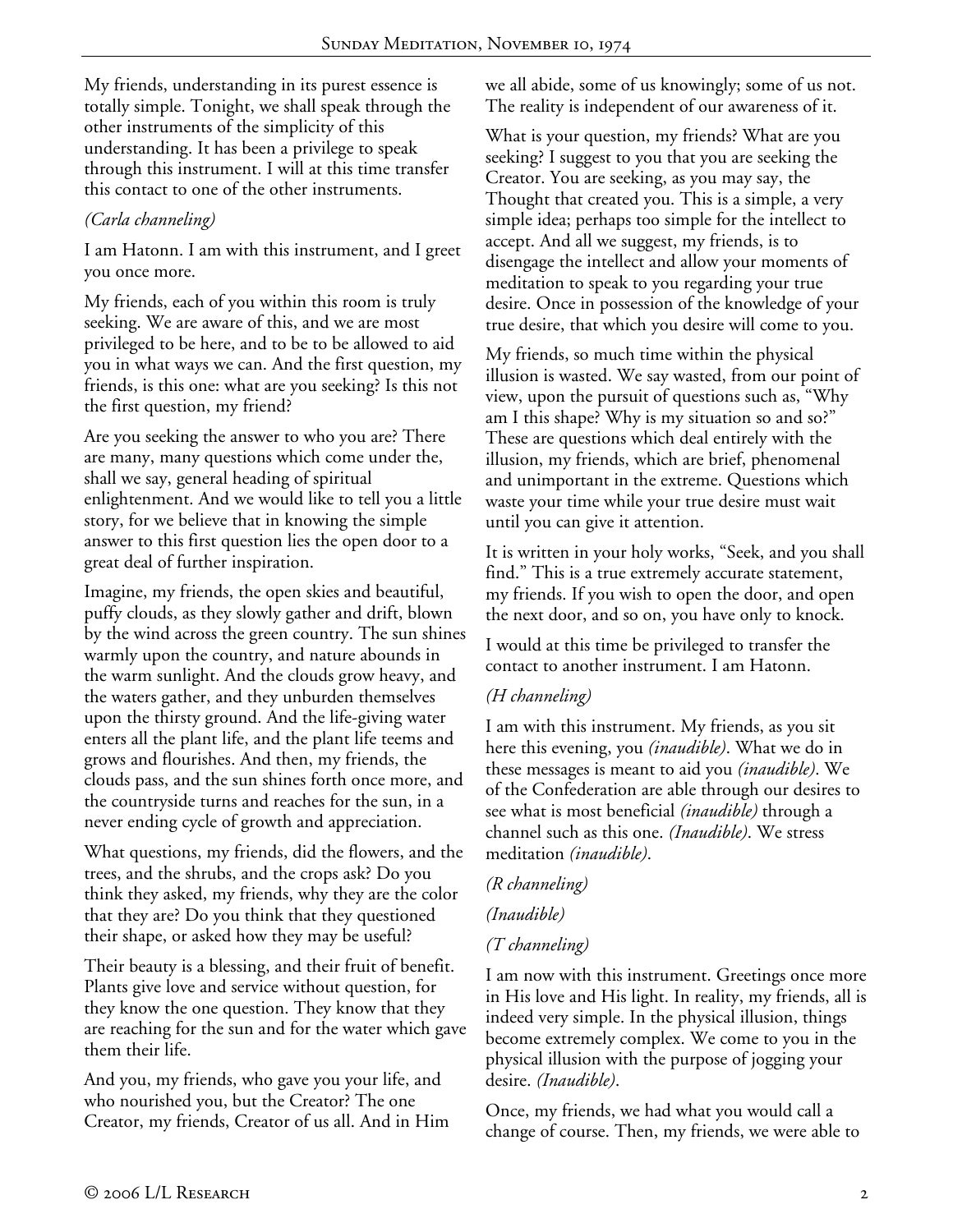My friends, understanding in its purest essence is totally simple. Tonight, we shall speak through the other instruments of the simplicity of this understanding. It has been a privilege to speak through this instrument. I will at this time transfer this contact to one of the other instruments.

*(Carla channeling)*

I am Hatonn. I am with this instrument, and I greet you once more.

My friends, each of you within this room is truly seeking. We are aware of this, and we are most privileged to be here, and to be to be allowed to aid you in what ways we can. And the first question, my friends, is this one: what are you seeking? Is this not the first question, my friend?

Are you seeking the answer to who you are? There are many, many questions which come under the, shall we say, general heading of spiritual enlightenment. And we would like to tell you a little story, for we believe that in knowing the simple answer to this first question lies the open door to a great deal of further inspiration.

Imagine, my friends, the open skies and beautiful, puffy clouds, as they slowly gather and drift, blown by the wind across the green country. The sun shines warmly upon the country, and nature abounds in the warm sunlight. And the clouds grow heavy, and the waters gather, and they unburden themselves upon the thirsty ground. And the life-giving water enters all the plant life, and the plant life teems and grows and flourishes. And then, my friends, the clouds pass, and the sun shines forth once more, and the countryside turns and reaches for the sun, in a never ending cycle of growth and appreciation.

What questions, my friends, did the flowers, and the trees, and the shrubs, and the crops ask? Do you think they asked, my friends, why they are the color that they are? Do you think that they questioned their shape, or asked how they may be useful?

Their beauty is a blessing, and their fruit of benefit. Plants give love and service without question, for they know the one question. They know that they are reaching for the sun and for the water which gave them their life.

And you, my friends, who gave you your life, and who nourished you, but the Creator? The one Creator, my friends, Creator of us all. And in Him we all abide, some of us knowingly; some of us not. The reality is independent of our awareness of it.

What is your question, my friends? What are you seeking? I suggest to you that you are seeking the Creator. You are seeking, as you may say, the Thought that created you. This is a simple, a very simple idea; perhaps too simple for the intellect to accept. And all we suggest, my friends, is to disengage the intellect and allow your moments of meditation to speak to you regarding your true desire. Once in possession of the knowledge of your true desire, that which you desire will come to you.

My friends, so much time within the physical illusion is wasted. We say wasted, from our point of view, upon the pursuit of questions such as, "Why am I this shape? Why is my situation so and so?" These are questions which deal entirely with the illusion, my friends, which are brief, phenomenal and unimportant in the extreme. Questions which waste your time while your true desire must wait until you can give it attention.

It is written in your holy works, "Seek, and you shall find." This is a true extremely accurate statement, my friends. If you wish to open the door, and open the next door, and so on, you have only to knock.

I would at this time be privileged to transfer the contact to another instrument. I am Hatonn.

*(H channeling)*

I am with this instrument. My friends, as you sit here this evening, you *(inaudible)*. What we do in these messages is meant to aid you *(inaudible)*. We of the Confederation are able through our desires to see what is most beneficial *(inaudible)* through a channel such as this one. *(Inaudible)*. We stress meditation *(inaudible)*.

*(R channeling)*

*(Inaudible)*

*(T channeling)*

I am now with this instrument. Greetings once more in His love and His light. In reality, my friends, all is indeed very simple. In the physical illusion, things become extremely complex. We come to you in the physical illusion with the purpose of jogging your desire. *(Inaudible)*.

Once, my friends, we had what you would call a change of course. Then, my friends, we were able to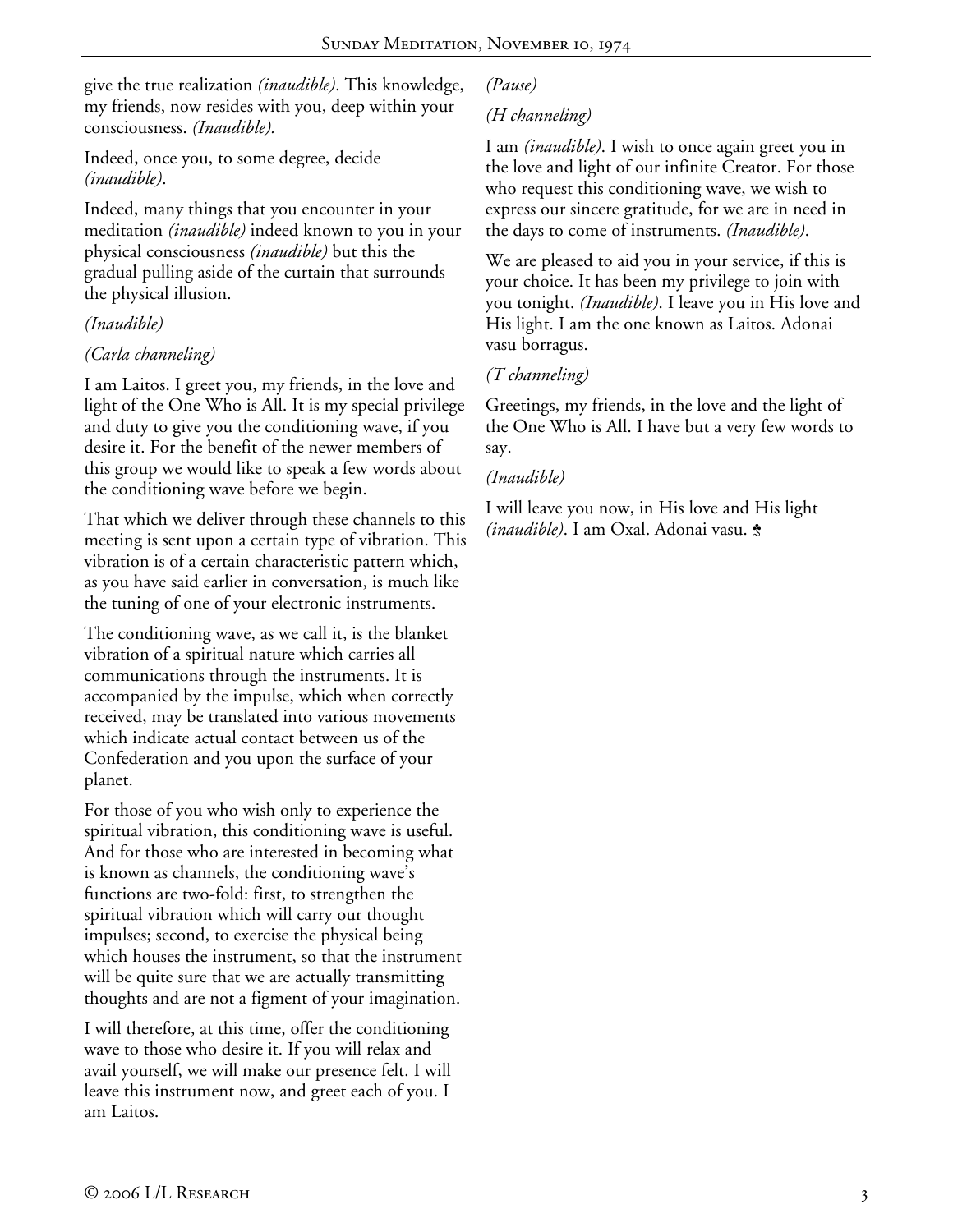give the true realization *(inaudible)*. This knowledge, my friends, now resides with you, deep within your consciousness. *(Inaudible).*

Indeed, once you, to some degree, decide *(inaudible)*.

Indeed, many things that you encounter in your meditation *(inaudible)* indeed known to you in your physical consciousness *(inaudible)* but this the gradual pulling aside of the curtain that surrounds the physical illusion.

*(Inaudible)*

*(Carla channeling)*

I am Laitos. I greet you, my friends, in the love and light of the One Who is All. It is my special privilege and duty to give you the conditioning wave, if you desire it. For the benefit of the newer members of this group we would like to speak a few words about the conditioning wave before we begin.

That which we deliver through these channels to this meeting is sent upon a certain type of vibration. This vibration is of a certain characteristic pattern which, as you have said earlier in conversation, is much like the tuning of one of your electronic instruments.

The conditioning wave, as we call it, is the blanket vibration of a spiritual nature which carries all communications through the instruments. It is accompanied by the impulse, which when correctly received, may be translated into various movements which indicate actual contact between us of the Confederation and you upon the surface of your planet.

For those of you who wish only to experience the spiritual vibration, this conditioning wave is useful. And for those who are interested in becoming what is known as channels, the conditioning wave's functions are two-fold: first, to strengthen the spiritual vibration which will carry our thought impulses; second, to exercise the physical being which houses the instrument, so that the instrument will be quite sure that we are actually transmitting thoughts and are not a figment of your imagination.

I will therefore, at this time, offer the conditioning wave to those who desire it. If you will relax and avail yourself, we will make our presence felt. I will leave this instrument now, and greet each of you. I am Laitos.

*(Pause)*

*(H channeling)*

I am *(inaudible)*. I wish to once again greet you in the love and light of our infinite Creator. For those who request this conditioning wave, we wish to express our sincere gratitude, for we are in need in the days to come of instruments. *(Inaudible)*.

We are pleased to aid you in your service, if this is your choice. It has been my privilege to join with you tonight. *(Inaudible)*. I leave you in His love and His light. I am the one known as Laitos. Adonai vasu borragus.

*(T channeling)*

Greetings, my friends, in the love and the light of the One Who is All. I have but a very few words to say.

*(Inaudible)*

I will leave you now, in His love and His light *(inaudible)*. I am Oxal. Adonai vasu.